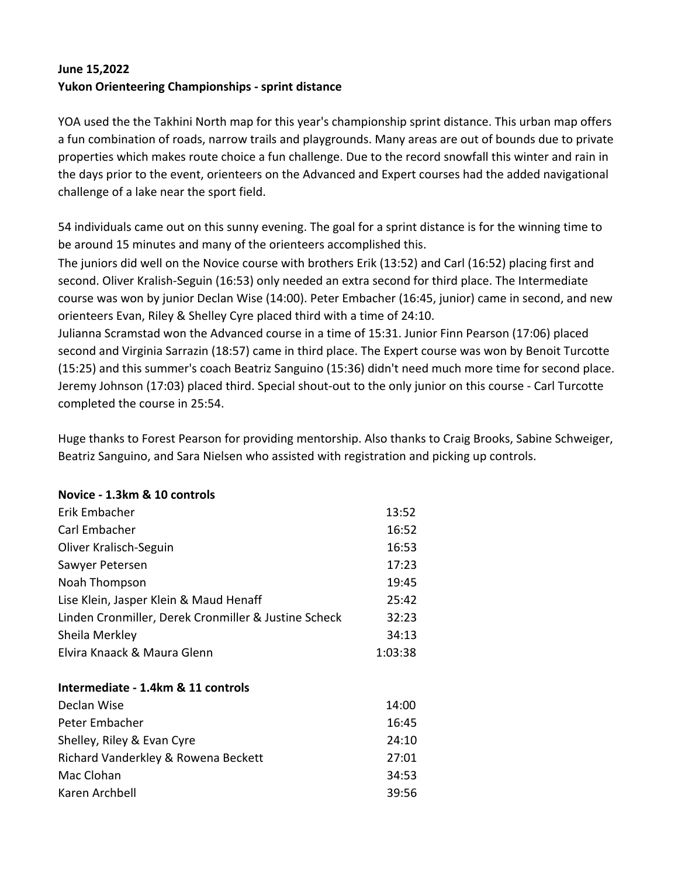**June 15,2022**
**Yukon Orienteering Championships - sprint distance**

YOA used the the Takhini North map for this year's championship sprint distance. This urban map offers a fun combination of roads, narrow trails and playgrounds. Many areas are out of bounds due to private properties which makes route choice a fun challenge. Due to the record snowfall this winter and rain in the days prior to the event, orienteers on the Advanced and Expert courses had the added navigational challenge of a lake near the sport field.

54 individuals came out on this sunny evening. The goal for a sprint distance is for the winning time to be around 15 minutes and many of the orienteers accomplished this.
The juniors did well on the Novice course with brothers Erik (13:52) and Carl (16:52) placing first and second. Oliver Kralish-Seguin (16:53) only needed an extra second for third place. The Intermediate course was won by junior Declan Wise (14:00). Peter Embacher (16:45, junior) came in second, and new orienteers Evan, Riley & Shelley Cyre placed third with a time of 24:10.
Julianna Scramstad won the Advanced course in a time of 15:31. Junior Finn Pearson (17:06) placed second and Virginia Sarrazin (18:57) came in third place. The Expert course was won by Benoit Turcotte (15:25) and this summer's coach Beatriz Sanguino (15:36) didn't need much more time for second place. Jeremy Johnson (17:03) placed third. Special shout-out to the only junior on this course - Carl Turcotte completed the course in 25:54.

Huge thanks to Forest Pearson for providing mentorship. Also thanks to Craig Brooks, Sabine Schweiger, Beatriz Sanguino, and Sara Nielsen who assisted with registration and picking up controls.

**Novice - 1.3km & 10 controls**

| Name | Time |
|---|---|
| Erik Embacher | 13:52 |
| Carl Embacher | 16:52 |
| Oliver Kralisch-Seguin | 16:53 |
| Sawyer Petersen | 17:23 |
| Noah Thompson | 19:45 |
| Lise Klein, Jasper Klein & Maud Henaff | 25:42 |
| Linden Cronmiller, Derek Cronmiller & Justine Scheck | 32:23 |
| Sheila Merkley | 34:13 |
| Elvira Knaack & Maura Glenn | 1:03:38 |

**Intermediate - 1.4km & 11 controls**

| Name | Time |
|---|---|
| Declan Wise | 14:00 |
| Peter Embacher | 16:45 |
| Shelley, Riley & Evan Cyre | 24:10 |
| Richard Vanderkley & Rowena Beckett | 27:01 |
| Mac Clohan | 34:53 |
| Karen Archbell | 39:56 |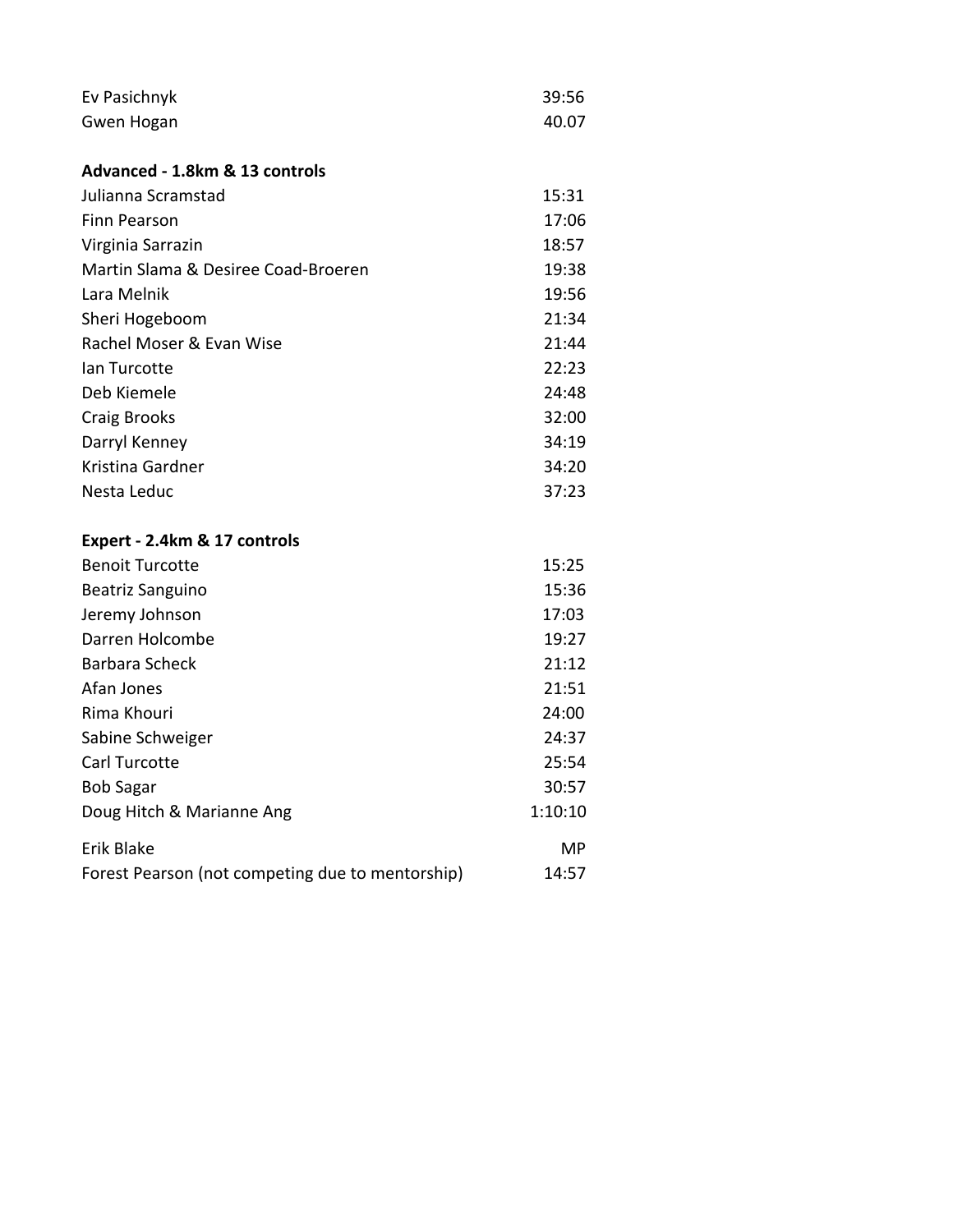| | |
|---|---|
| Ev Pasichnyk | 39:56 |
| Gwen Hogan | 40.07 |

**Advanced - 1.8km & 13 controls**

| | |
|---|---|
| Julianna Scramstad | 15:31 |
| Finn Pearson | 17:06 |
| Virginia Sarrazin | 18:57 |
| Martin Slama & Desiree Coad-Broeren | 19:38 |
| Lara Melnik | 19:56 |
| Sheri Hogeboom | 21:34 |
| Rachel Moser & Evan Wise | 21:44 |
| Ian Turcotte | 22:23 |
| Deb Kiemele | 24:48 |
| Craig Brooks | 32:00 |
| Darryl Kenney | 34:19 |
| Kristina Gardner | 34:20 |
| Nesta Leduc | 37:23 |

**Expert - 2.4km & 17 controls**

| | |
|---|---|
| Benoit Turcotte | 15:25 |
| Beatriz Sanguino | 15:36 |
| Jeremy Johnson | 17:03 |
| Darren Holcombe | 19:27 |
| Barbara Scheck | 21:12 |
| Afan Jones | 21:51 |
| Rima Khouri | 24:00 |
| Sabine Schweiger | 24:37 |
| Carl Turcotte | 25:54 |
| Bob Sagar | 30:57 |
| Doug Hitch & Marianne Ang | 1:10:10 |
| Erik Blake | MP |
| Forest Pearson (not competing due to mentorship) | 14:57 |